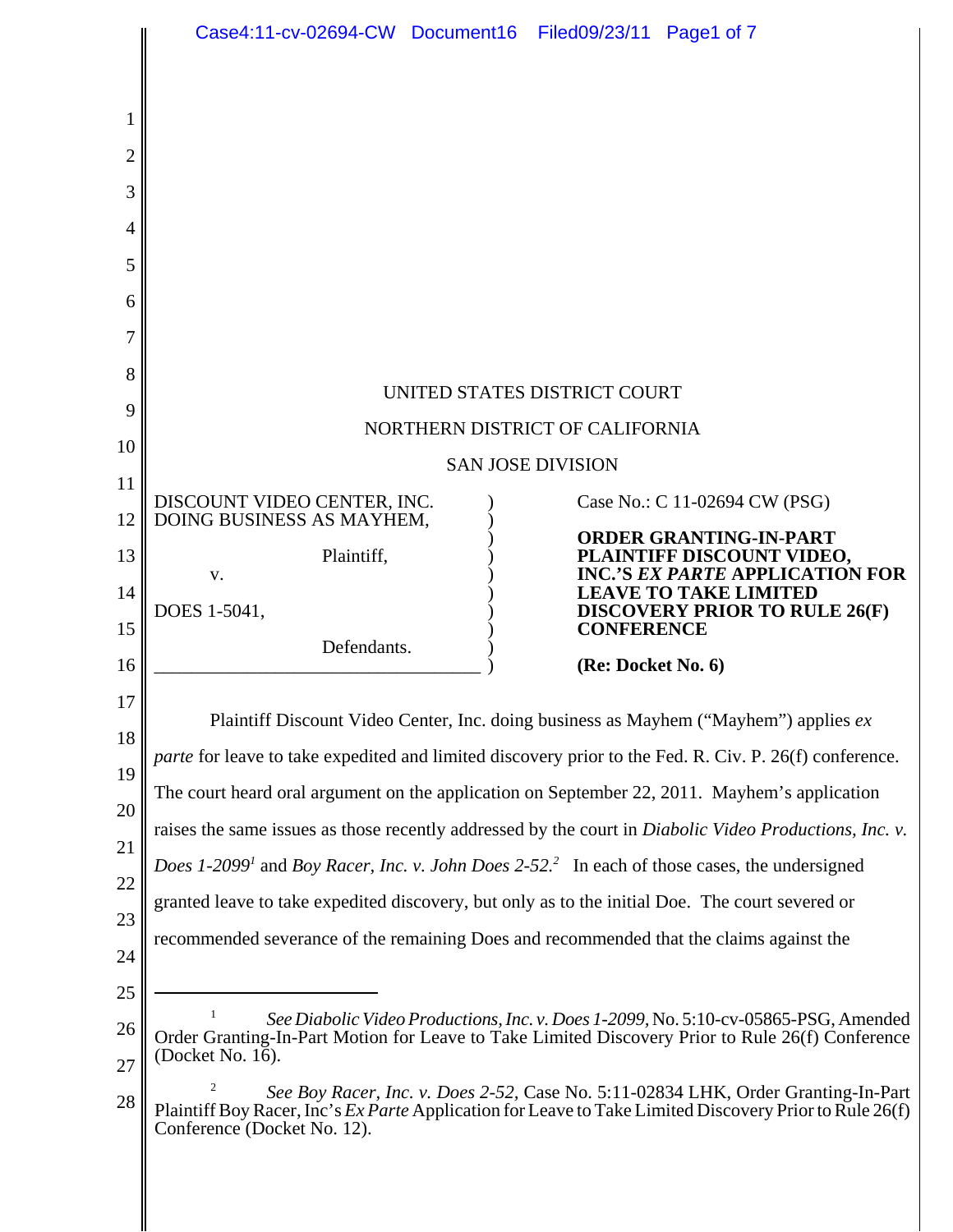UNITED STATES DISTRICT COURT

NORTHERN DISTRICT OF CALIFORNIA

SAN JOSE DIVISION

DISCOUNT VIDEO CENTER, INC. DOING BUSINESS AS MAYHEM,

Plaintiff,

v.

DOES 1-5041,

Defendants.

Case No.: C 11-02694 CW (PSG)

**ORDER GRANTING-IN-PART PLAINTIFF DISCOUNT VIDEO, INC.'S *EX PARTE* APPLICATION FOR LEAVE TO TAKE LIMITED DISCOVERY PRIOR TO RULE 26(F) CONFERENCE**

**(Re: Docket No. 6)**

Plaintiff Discount Video Center, Inc. doing business as Mayhem ("Mayhem") applies *ex parte* for leave to take expedited and limited discovery prior to the Fed. R. Civ. P. 26(f) conference. The court heard oral argument on the application on September 22, 2011. Mayhem's application raises the same issues as those recently addressed by the court in *Diabolic Video Productions, Inc. v. Does 1-2099*[1] and *Boy Racer, Inc. v. John Does 2-52.*[2] In each of those cases, the undersigned granted leave to take expedited discovery, but only as to the initial Doe. The court severed or recommended severance of the remaining Does and recommended that the claims against the

---

[1] *See Diabolic Video Productions, Inc. v. Does 1-2099*, No. 5:10-cv-05865-PSG, Amended Order Granting-In-Part Motion for Leave to Take Limited Discovery Prior to Rule 26(f) Conference (Docket No. 16).

[2] *See Boy Racer, Inc. v. Does 2-52*, Case No. 5:11-02834 LHK, Order Granting-In-Part Plaintiff Boy Racer, Inc's *Ex Parte* Application for Leave to Take Limited Discovery Prior to Rule 26(f) Conference (Docket No. 12).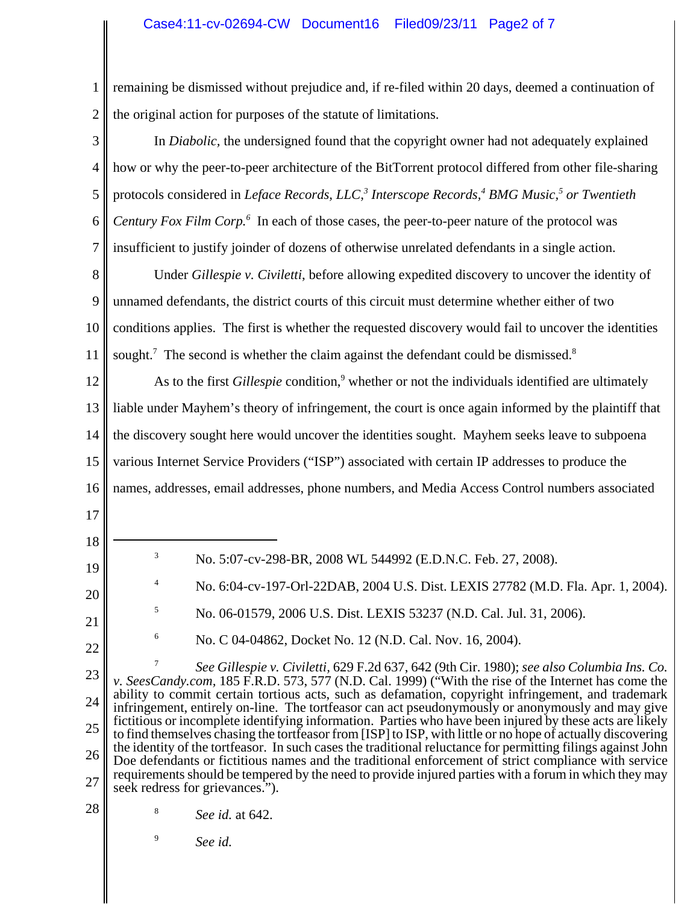remaining be dismissed without prejudice and, if re-filed within 20 days, deemed a continuation of the original action for purposes of the statute of limitations.

In *Diabolic*, the undersigned found that the copyright owner had not adequately explained how or why the peer-to-peer architecture of the BitTorrent protocol differed from other file-sharing protocols considered in *Leface Records, LLC,*[3] *Interscope Records,*[4] *BMG Music,*[5] *or Twentieth Century Fox Film Corp.*[6] In each of those cases, the peer-to-peer nature of the protocol was insufficient to justify joinder of dozens of otherwise unrelated defendants in a single action.

Under *Gillespie v. Civiletti*, before allowing expedited discovery to uncover the identity of unnamed defendants, the district courts of this circuit must determine whether either of two conditions applies. The first is whether the requested discovery would fail to uncover the identities sought.[7] The second is whether the claim against the defendant could be dismissed.[8]

As to the first *Gillespie* condition,[9] whether or not the individuals identified are ultimately liable under Mayhem's theory of infringement, the court is once again informed by the plaintiff that the discovery sought here would uncover the identities sought. Mayhem seeks leave to subpoena various Internet Service Providers ("ISP") associated with certain IP addresses to produce the names, addresses, email addresses, phone numbers, and Media Access Control numbers associated

---

[3] No. 5:07-cv-298-BR, 2008 WL 544992 (E.D.N.C. Feb. 27, 2008).

[4] No. 6:04-cv-197-Orl-22DAB, 2004 U.S. Dist. LEXIS 27782 (M.D. Fla. Apr. 1, 2004).

[5] No. 06-01579, 2006 U.S. Dist. LEXIS 53237 (N.D. Cal. Jul. 31, 2006).

[6] No. C 04-04862, Docket No. 12 (N.D. Cal. Nov. 16, 2004).

[7] *See Gillespie v. Civiletti*, 629 F.2d 637, 642 (9th Cir. 1980); *see also Columbia Ins. Co. v. SeesCandy.com*, 185 F.R.D. 573, 577 (N.D. Cal. 1999) ("With the rise of the Internet has come the ability to commit certain tortious acts, such as defamation, copyright infringement, and trademark infringement, entirely on-line. The tortfeasor can act pseudonymously or anonymously and may give fictitious or incomplete identifying information. Parties who have been injured by these acts are likely to find themselves chasing the tortfeasor from [ISP] to ISP, with little or no hope of actually discovering the identity of the tortfeasor. In such cases the traditional reluctance for permitting filings against John Doe defendants or fictitious names and the traditional enforcement of strict compliance with service requirements should be tempered by the need to provide injured parties with a forum in which they may seek redress for grievances.").

[8] *See id.* at 642.

[9] *See id.*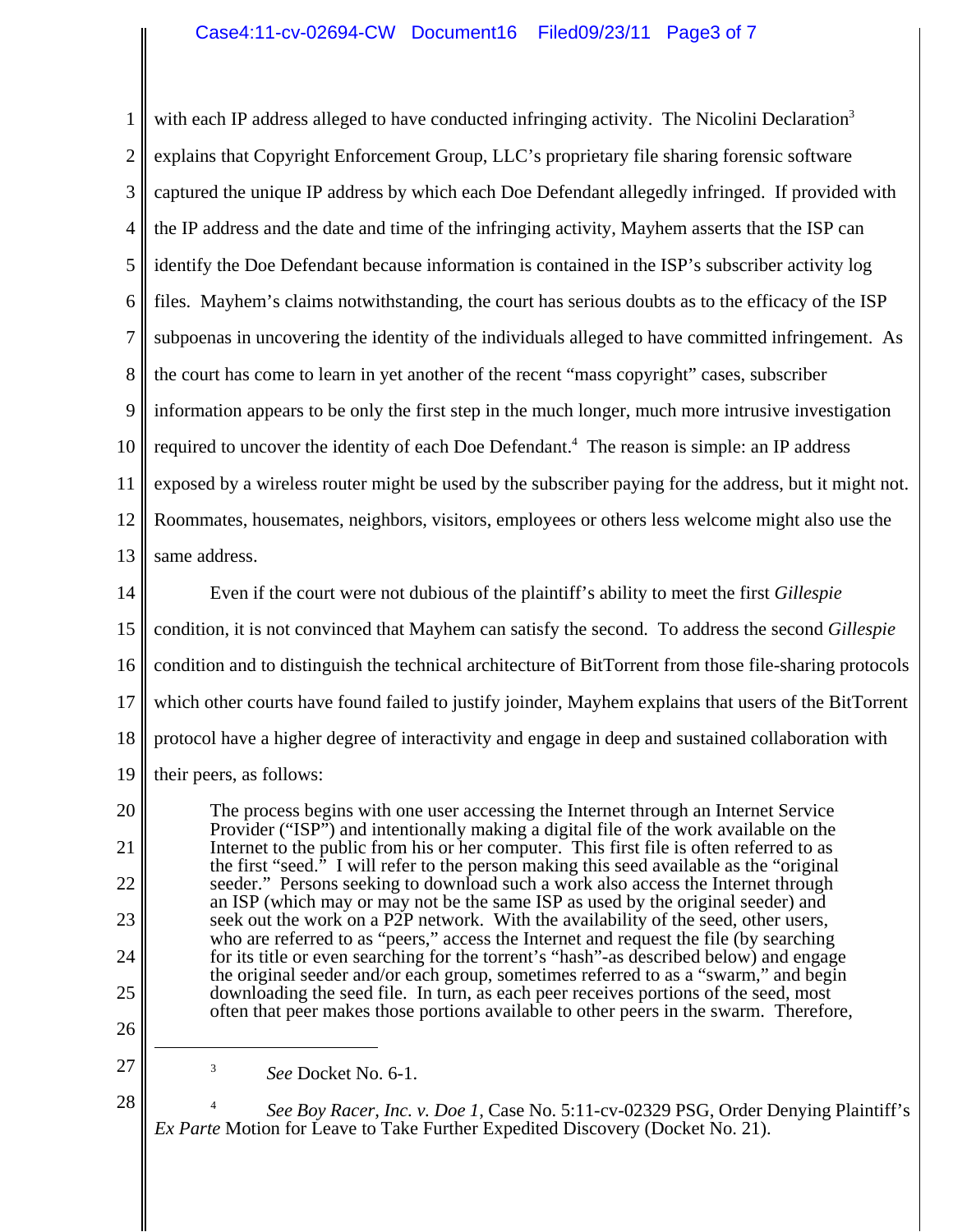with each IP address alleged to have conducted infringing activity. The Nicolini Declaration[3] explains that Copyright Enforcement Group, LLC's proprietary file sharing forensic software captured the unique IP address by which each Doe Defendant allegedly infringed. If provided with the IP address and the date and time of the infringing activity, Mayhem asserts that the ISP can identify the Doe Defendant because information is contained in the ISP's subscriber activity log files. Mayhem's claims notwithstanding, the court has serious doubts as to the efficacy of the ISP subpoenas in uncovering the identity of the individuals alleged to have committed infringement. As the court has come to learn in yet another of the recent "mass copyright" cases, subscriber information appears to be only the first step in the much longer, much more intrusive investigation required to uncover the identity of each Doe Defendant.[4] The reason is simple: an IP address exposed by a wireless router might be used by the subscriber paying for the address, but it might not. Roommates, housemates, neighbors, visitors, employees or others less welcome might also use the same address.

Even if the court were not dubious of the plaintiff's ability to meet the first *Gillespie* condition, it is not convinced that Mayhem can satisfy the second. To address the second *Gillespie* condition and to distinguish the technical architecture of BitTorrent from those file-sharing protocols which other courts have found failed to justify joinder, Mayhem explains that users of the BitTorrent protocol have a higher degree of interactivity and engage in deep and sustained collaboration with their peers, as follows:

> The process begins with one user accessing the Internet through an Internet Service Provider ("ISP") and intentionally making a digital file of the work available on the Internet to the public from his or her computer. This first file is often referred to as the first "seed." I will refer to the person making this seed available as the "original seeder." Persons seeking to download such a work also access the Internet through an ISP (which may or may not be the same ISP as used by the original seeder) and seek out the work on a P2P network. With the availability of the seed, other users, who are referred to as "peers," access the Internet and request the file (by searching for its title or even searching for the torrent's "hash"-as described below) and engage the original seeder and/or each group, sometimes referred to as a "swarm," and begin downloading the seed file. In turn, as each peer receives portions of the seed, most often that peer makes those portions available to other peers in the swarm. Therefore,

---

[3] *See* Docket No. 6-1.

[4] *See Boy Racer, Inc. v. Doe 1*, Case No. 5:11-cv-02329 PSG, Order Denying Plaintiff's *Ex Parte* Motion for Leave to Take Further Expedited Discovery (Docket No. 21).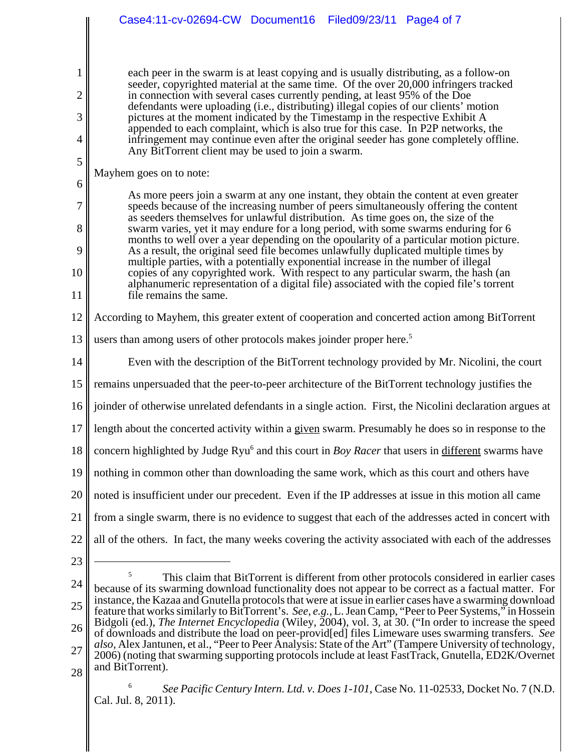> each peer in the swarm is at least copying and is usually distributing, as a follow-on seeder, copyrighted material at the same time. Of the over 20,000 infringers tracked in connection with several cases currently pending, at least 95% of the Doe defendants were uploading (i.e., distributing) illegal copies of our clients' motion pictures at the moment indicated by the Timestamp in the respective Exhibit A appended to each complaint, which is also true for this case. In P2P networks, the infringement may continue even after the original seeder has gone completely offline. Any BitTorrent client may be used to join a swarm.

Mayhem goes on to note:

> As more peers join a swarm at any one instant, they obtain the content at even greater speeds because of the increasing number of peers simultaneously offering the content as seeders themselves for unlawful distribution. As time goes on, the size of the swarm varies, yet it may endure for a long period, with some swarms enduring for 6 months to well over a year depending on the opoularity of a particular motion picture. As a result, the original seed file becomes unlawfully duplicated multiple times by multiple parties, with a potentially exponential increase in the number of illegal copies of any copyrighted work. With respect to any particular swarm, the hash (an alphanumeric representation of a digital file) associated with the copied file's torrent file remains the same.

According to Mayhem, this greater extent of cooperation and concerted action among BitTorrent users than among users of other protocols makes joinder proper here.[5]

Even with the description of the BitTorrent technology provided by Mr. Nicolini, the court remains unpersuaded that the peer-to-peer architecture of the BitTorrent technology justifies the joinder of otherwise unrelated defendants in a single action. First, the Nicolini declaration argues at length about the concerted activity within a <u>given</u> swarm. Presumably he does so in response to the concern highlighted by Judge Ryu[6] and this court in *Boy Racer* that users in <u>different</u> swarms have nothing in common other than downloading the same work, which as this court and others have noted is insufficient under our precedent. Even if the IP addresses at issue in this motion all came from a single swarm, there is no evidence to suggest that each of the addresses acted in concert with all of the others. In fact, the many weeks covering the activity associated with each of the addresses

---

[5] This claim that BitTorrent is different from other protocols considered in earlier cases because of its swarming download functionality does not appear to be correct as a factual matter. For instance, the Kazaa and Gnutella protocols that were at issue in earlier cases have a swarming download feature that works similarly to BitTorrent's. *See, e.g.*, L. Jean Camp, "Peer to Peer Systems," in Hossein Bidgoli (ed.), *The Internet Encyclopedia* (Wiley, 2004), vol. 3, at 30. ("In order to increase the speed of downloads and distribute the load on peer-provid[ed] files Limeware uses swarming transfers. *See also*, Alex Jantunen, et al., "Peer to Peer Analysis: State of the Art" (Tampere University of technology, 2006) (noting that swarming supporting protocols include at least FastTrack, Gnutella, ED2K/Overnet and BitTorrent).

[6] *See Pacific Century Intern. Ltd. v. Does 1-101*, Case No. 11-02533, Docket No. 7 (N.D. Cal. Jul. 8, 2011).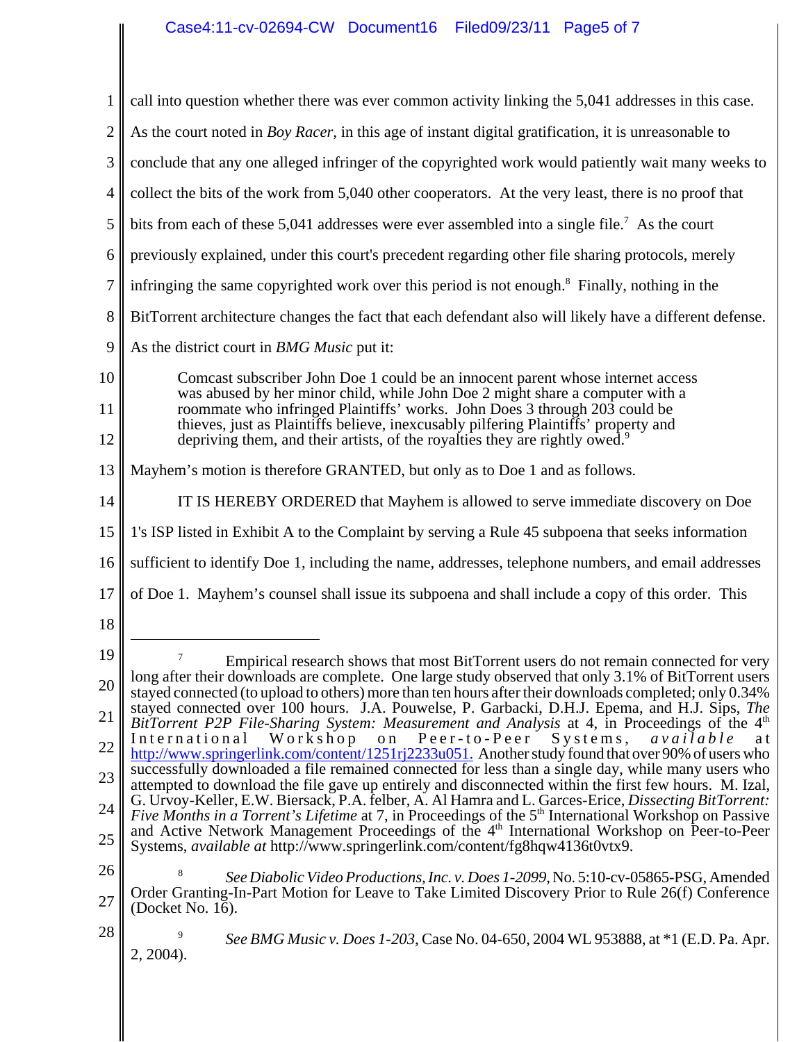call into question whether there was ever common activity linking the 5,041 addresses in this case. As the court noted in *Boy Racer*, in this age of instant digital gratification, it is unreasonable to conclude that any one alleged infringer of the copyrighted work would patiently wait many weeks to collect the bits of the work from 5,040 other cooperators. At the very least, there is no proof that bits from each of these 5,041 addresses were ever assembled into a single file.[7] As the court previously explained, under this court's precedent regarding other file sharing protocols, merely infringing the same copyrighted work over this period is not enough.[8] Finally, nothing in the BitTorrent architecture changes the fact that each defendant also will likely have a different defense. As the district court in *BMG Music* put it:

> Comcast subscriber John Doe 1 could be an innocent parent whose internet access was abused by her minor child, while John Doe 2 might share a computer with a roommate who infringed Plaintiffs' works. John Does 3 through 203 could be thieves, just as Plaintiffs believe, inexcusably pilfering Plaintiffs' property and depriving them, and their artists, of the royalties they are rightly owed.[9]

Mayhem's motion is therefore GRANTED, but only as to Doe 1 and as follows.

IT IS HEREBY ORDERED that Mayhem is allowed to serve immediate discovery on Doe 1's ISP listed in Exhibit A to the Complaint by serving a Rule 45 subpoena that seeks information sufficient to identify Doe 1, including the name, addresses, telephone numbers, and email addresses of Doe 1. Mayhem's counsel shall issue its subpoena and shall include a copy of this order. This

---

[7] Empirical research shows that most BitTorrent users do not remain connected for very long after their downloads are complete. One large study observed that only 3.1% of BitTorrent users stayed connected (to upload to others) more than ten hours after their downloads completed; only 0.34% stayed connected over 100 hours. J.A. Pouwelse, P. Garbacki, D.H.J. Epema, and H.J. Sips, *The BitTorrent P2P File-Sharing System: Measurement and Analysis* at 4, in Proceedings of the 4th International Workshop on Peer-to-Peer Systems, *available* at http://www.springerlink.com/content/1251rj2233u051. Another study found that over 90% of users who successfully downloaded a file remained connected for less than a single day, while many users who attempted to download the file gave up entirely and disconnected within the first few hours. M. Izal, G. Urvoy-Keller, E.W. Biersack, P.A. felber, A. Al Hamra and L. Garces-Erice, *Dissecting BitTorrent: Five Months in a Torrent's Lifetime* at 7, in Proceedings of the 5th International Workshop on Passive and Active Network Management Proceedings of the 4th International Workshop on Peer-to-Peer Systems, *available at* http://www.springerlink.com/content/fg8hqw4136t0vtx9.

[8] *See Diabolic Video Productions, Inc. v. Does 1-2099*, No. 5:10-cv-05865-PSG, Amended Order Granting-In-Part Motion for Leave to Take Limited Discovery Prior to Rule 26(f) Conference (Docket No. 16).

[9] *See BMG Music v. Does 1-203*, Case No. 04-650, 2004 WL 953888, at *1 (E.D. Pa. Apr. 2, 2004).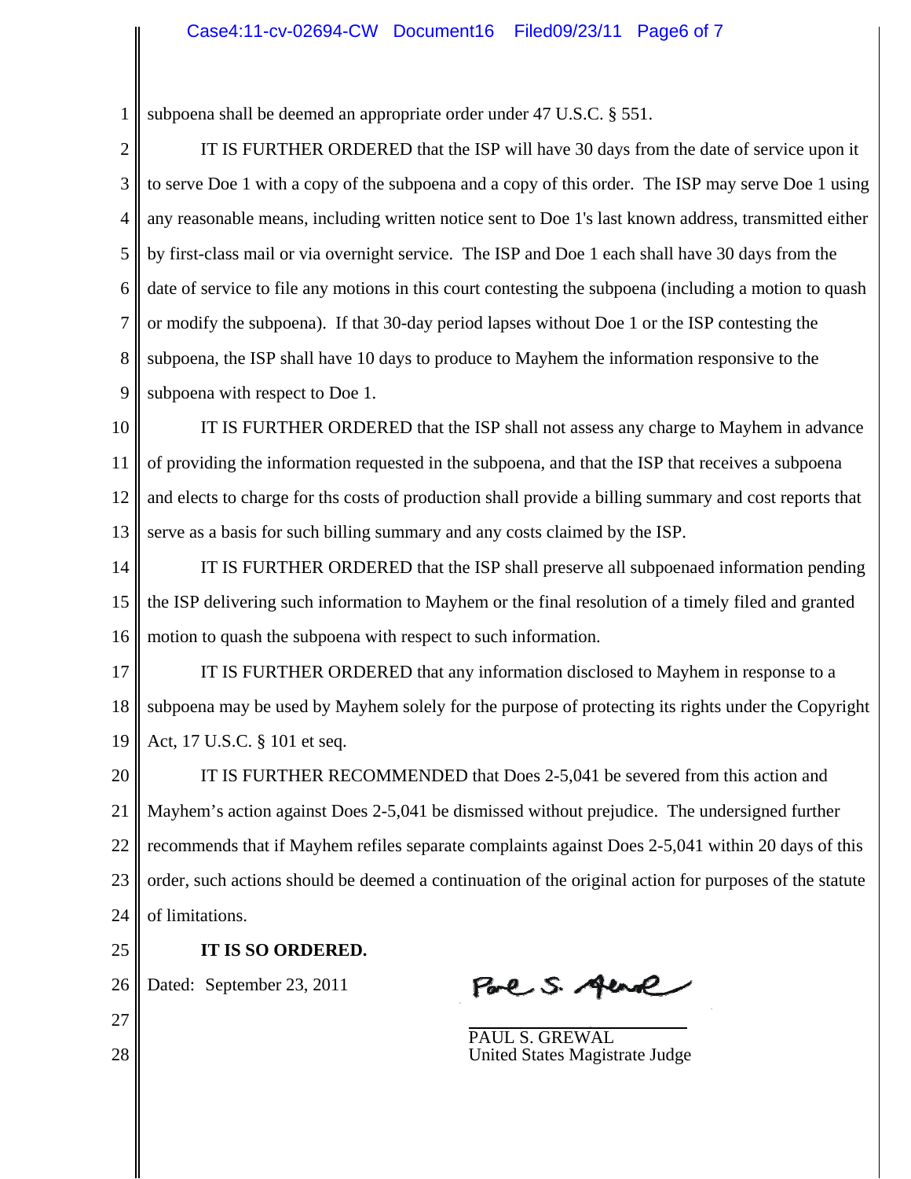subpoena shall be deemed an appropriate order under 47 U.S.C. § 551.

IT IS FURTHER ORDERED that the ISP will have 30 days from the date of service upon it to serve Doe 1 with a copy of the subpoena and a copy of this order. The ISP may serve Doe 1 using any reasonable means, including written notice sent to Doe 1's last known address, transmitted either by first-class mail or via overnight service. The ISP and Doe 1 each shall have 30 days from the date of service to file any motions in this court contesting the subpoena (including a motion to quash or modify the subpoena). If that 30-day period lapses without Doe 1 or the ISP contesting the subpoena, the ISP shall have 10 days to produce to Mayhem the information responsive to the subpoena with respect to Doe 1.

IT IS FURTHER ORDERED that the ISP shall not assess any charge to Mayhem in advance of providing the information requested in the subpoena, and that the ISP that receives a subpoena and elects to charge for ths costs of production shall provide a billing summary and cost reports that serve as a basis for such billing summary and any costs claimed by the ISP.

IT IS FURTHER ORDERED that the ISP shall preserve all subpoenaed information pending the ISP delivering such information to Mayhem or the final resolution of a timely filed and granted motion to quash the subpoena with respect to such information.

IT IS FURTHER ORDERED that any information disclosed to Mayhem in response to a subpoena may be used by Mayhem solely for the purpose of protecting its rights under the Copyright Act, 17 U.S.C. § 101 et seq.

IT IS FURTHER RECOMMENDED that Does 2-5,041 be severed from this action and Mayhem's action against Does 2-5,041 be dismissed without prejudice. The undersigned further recommends that if Mayhem refiles separate complaints against Does 2-5,041 within 20 days of this order, such actions should be deemed a continuation of the original action for purposes of the statute of limitations.

**IT IS SO ORDERED.**

Dated: September 23, 2011

PAUL S. GREWAL
United States Magistrate Judge